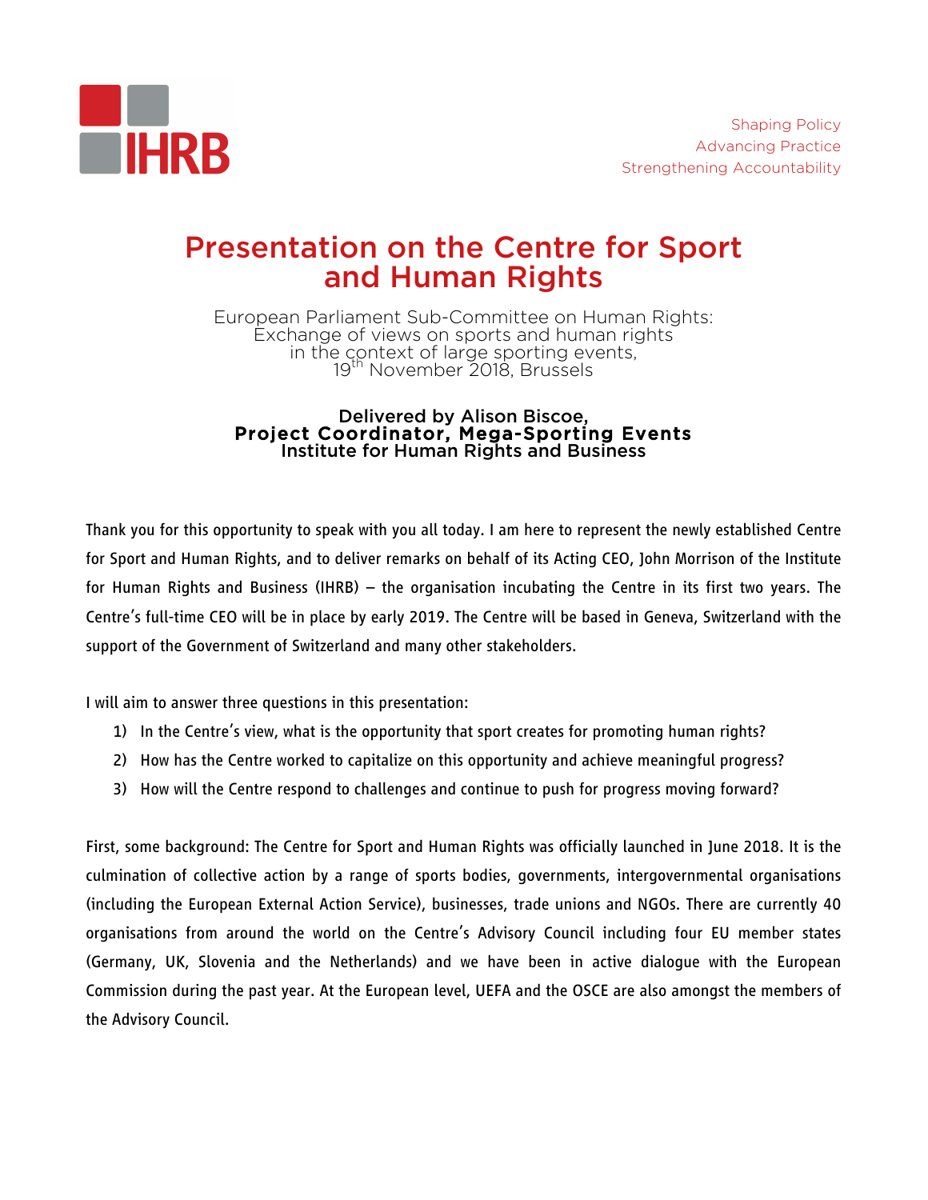IHRB

Shaping Policy
Advancing Practice
Strengthening Accountability

# Presentation on the Centre for Sport and Human Rights

European Parliament Sub-Committee on Human Rights:
Exchange of views on sports and human rights
in the context of large sporting events,
19th November 2018, Brussels

**Delivered by Alison Biscoe,**
**Project Coordinator, Mega-Sporting Events**
**Institute for Human Rights and Business**

Thank you for this opportunity to speak with you all today. I am here to represent the newly established Centre for Sport and Human Rights, and to deliver remarks on behalf of its Acting CEO, John Morrison of the Institute for Human Rights and Business (IHRB) – the organisation incubating the Centre in its first two years. The Centre's full-time CEO will be in place by early 2019. The Centre will be based in Geneva, Switzerland with the support of the Government of Switzerland and many other stakeholders.

I will aim to answer three questions in this presentation:

1) In the Centre's view, what is the opportunity that sport creates for promoting human rights?
2) How has the Centre worked to capitalize on this opportunity and achieve meaningful progress?
3) How will the Centre respond to challenges and continue to push for progress moving forward?

First, some background: The Centre for Sport and Human Rights was officially launched in June 2018. It is the culmination of collective action by a range of sports bodies, governments, intergovernmental organisations (including the European External Action Service), businesses, trade unions and NGOs. There are currently 40 organisations from around the world on the Centre's Advisory Council including four EU member states (Germany, UK, Slovenia and the Netherlands) and we have been in active dialogue with the European Commission during the past year. At the European level, UEFA and the OSCE are also amongst the members of the Advisory Council.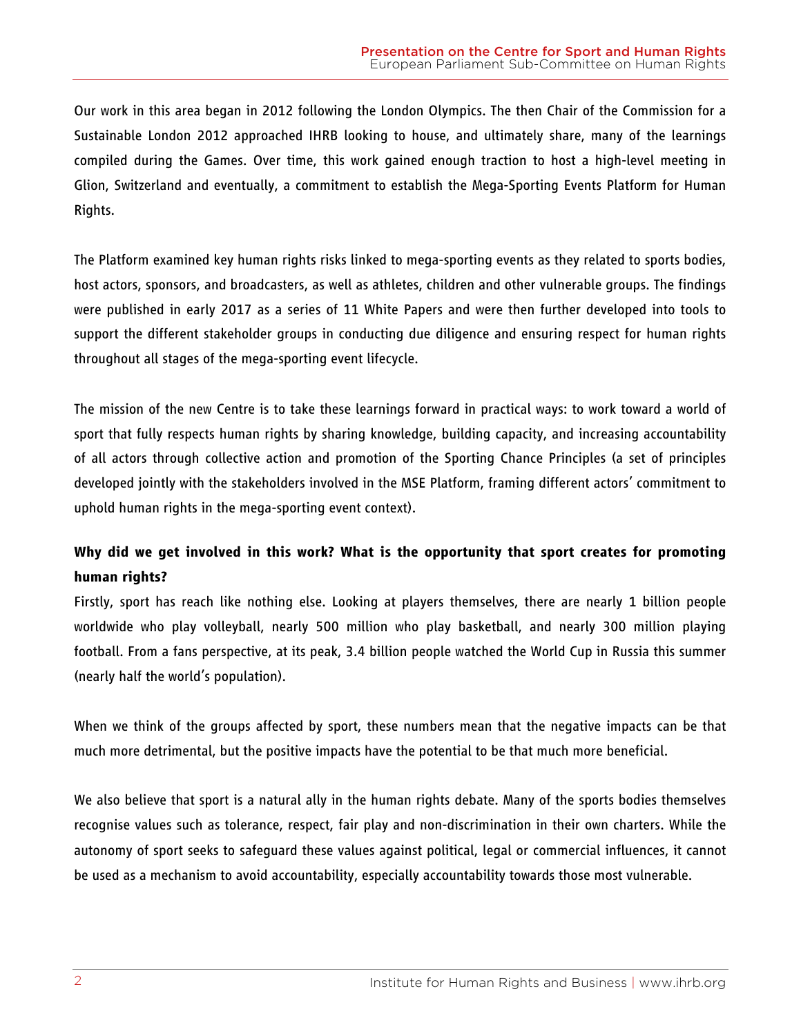Our work in this area began in 2012 following the London Olympics. The then Chair of the Commission for a Sustainable London 2012 approached IHRB looking to house, and ultimately share, many of the learnings compiled during the Games. Over time, this work gained enough traction to host a high-level meeting in Glion, Switzerland and eventually, a commitment to establish the Mega-Sporting Events Platform for Human Rights.

The Platform examined key human rights risks linked to mega-sporting events as they related to sports bodies, host actors, sponsors, and broadcasters, as well as athletes, children and other vulnerable groups. The findings were published in early 2017 as a series of 11 White Papers and were then further developed into tools to support the different stakeholder groups in conducting due diligence and ensuring respect for human rights throughout all stages of the mega-sporting event lifecycle.

The mission of the new Centre is to take these learnings forward in practical ways: to work toward a world of sport that fully respects human rights by sharing knowledge, building capacity, and increasing accountability of all actors through collective action and promotion of the Sporting Chance Principles (a set of principles developed jointly with the stakeholders involved in the MSE Platform, framing different actors' commitment to uphold human rights in the mega-sporting event context).

**Why did we get involved in this work? What is the opportunity that sport creates for promoting human rights?**

Firstly, sport has reach like nothing else. Looking at players themselves, there are nearly 1 billion people worldwide who play volleyball, nearly 500 million who play basketball, and nearly 300 million playing football. From a fans perspective, at its peak, 3.4 billion people watched the World Cup in Russia this summer (nearly half the world's population).

When we think of the groups affected by sport, these numbers mean that the negative impacts can be that much more detrimental, but the positive impacts have the potential to be that much more beneficial.

We also believe that sport is a natural ally in the human rights debate. Many of the sports bodies themselves recognise values such as tolerance, respect, fair play and non-discrimination in their own charters. While the autonomy of sport seeks to safeguard these values against political, legal or commercial influences, it cannot be used as a mechanism to avoid accountability, especially accountability towards those most vulnerable.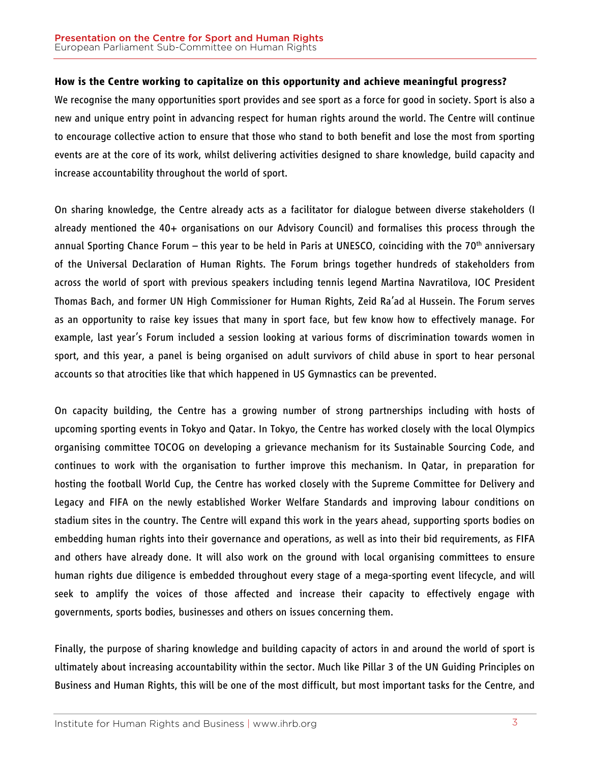**How is the Centre working to capitalize on this opportunity and achieve meaningful progress?**

We recognise the many opportunities sport provides and see sport as a force for good in society. Sport is also a new and unique entry point in advancing respect for human rights around the world. The Centre will continue to encourage collective action to ensure that those who stand to both benefit and lose the most from sporting events are at the core of its work, whilst delivering activities designed to share knowledge, build capacity and increase accountability throughout the world of sport.

On sharing knowledge, the Centre already acts as a facilitator for dialogue between diverse stakeholders (I already mentioned the 40+ organisations on our Advisory Council) and formalises this process through the annual Sporting Chance Forum – this year to be held in Paris at UNESCO, coinciding with the 70th anniversary of the Universal Declaration of Human Rights. The Forum brings together hundreds of stakeholders from across the world of sport with previous speakers including tennis legend Martina Navratilova, IOC President Thomas Bach, and former UN High Commissioner for Human Rights, Zeid Ra'ad al Hussein. The Forum serves as an opportunity to raise key issues that many in sport face, but few know how to effectively manage. For example, last year's Forum included a session looking at various forms of discrimination towards women in sport, and this year, a panel is being organised on adult survivors of child abuse in sport to hear personal accounts so that atrocities like that which happened in US Gymnastics can be prevented.

On capacity building, the Centre has a growing number of strong partnerships including with hosts of upcoming sporting events in Tokyo and Qatar. In Tokyo, the Centre has worked closely with the local Olympics organising committee TOCOG on developing a grievance mechanism for its Sustainable Sourcing Code, and continues to work with the organisation to further improve this mechanism. In Qatar, in preparation for hosting the football World Cup, the Centre has worked closely with the Supreme Committee for Delivery and Legacy and FIFA on the newly established Worker Welfare Standards and improving labour conditions on stadium sites in the country. The Centre will expand this work in the years ahead, supporting sports bodies on embedding human rights into their governance and operations, as well as into their bid requirements, as FIFA and others have already done. It will also work on the ground with local organising committees to ensure human rights due diligence is embedded throughout every stage of a mega-sporting event lifecycle, and will seek to amplify the voices of those affected and increase their capacity to effectively engage with governments, sports bodies, businesses and others on issues concerning them.

Finally, the purpose of sharing knowledge and building capacity of actors in and around the world of sport is ultimately about increasing accountability within the sector. Much like Pillar 3 of the UN Guiding Principles on Business and Human Rights, this will be one of the most difficult, but most important tasks for the Centre, and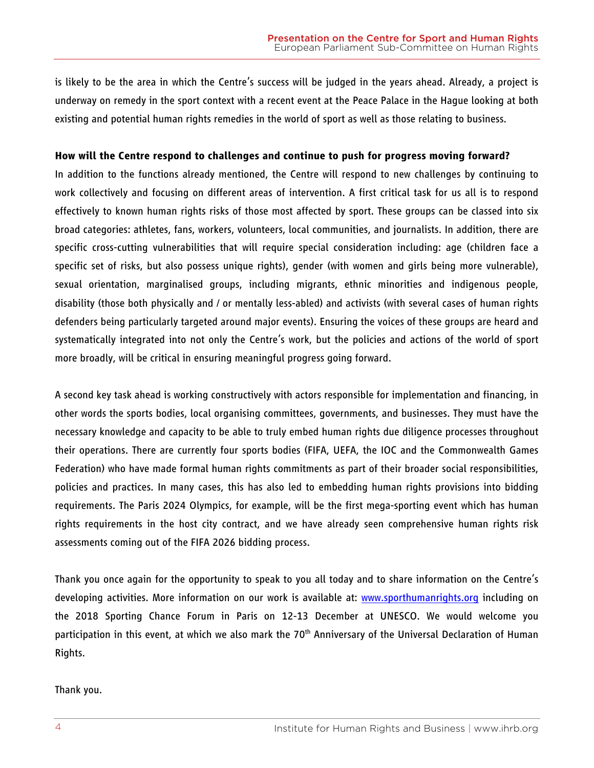is likely to be the area in which the Centre's success will be judged in the years ahead. Already, a project is underway on remedy in the sport context with a recent event at the Peace Palace in the Hague looking at both existing and potential human rights remedies in the world of sport as well as those relating to business.

**How will the Centre respond to challenges and continue to push for progress moving forward?**

In addition to the functions already mentioned, the Centre will respond to new challenges by continuing to work collectively and focusing on different areas of intervention. A first critical task for us all is to respond effectively to known human rights risks of those most affected by sport. These groups can be classed into six broad categories: athletes, fans, workers, volunteers, local communities, and journalists. In addition, there are specific cross-cutting vulnerabilities that will require special consideration including: age (children face a specific set of risks, but also possess unique rights), gender (with women and girls being more vulnerable), sexual orientation, marginalised groups, including migrants, ethnic minorities and indigenous people, disability (those both physically and / or mentally less-abled) and activists (with several cases of human rights defenders being particularly targeted around major events). Ensuring the voices of these groups are heard and systematically integrated into not only the Centre's work, but the policies and actions of the world of sport more broadly, will be critical in ensuring meaningful progress going forward.

A second key task ahead is working constructively with actors responsible for implementation and financing, in other words the sports bodies, local organising committees, governments, and businesses. They must have the necessary knowledge and capacity to be able to truly embed human rights due diligence processes throughout their operations. There are currently four sports bodies (FIFA, UEFA, the IOC and the Commonwealth Games Federation) who have made formal human rights commitments as part of their broader social responsibilities, policies and practices. In many cases, this has also led to embedding human rights provisions into bidding requirements. The Paris 2024 Olympics, for example, will be the first mega-sporting event which has human rights requirements in the host city contract, and we have already seen comprehensive human rights risk assessments coming out of the FIFA 2026 bidding process.

Thank you once again for the opportunity to speak to you all today and to share information on the Centre's developing activities. More information on our work is available at: www.sporthumanrights.org including on the 2018 Sporting Chance Forum in Paris on 12-13 December at UNESCO. We would welcome you participation in this event, at which we also mark the 70th Anniversary of the Universal Declaration of Human Rights.

Thank you.